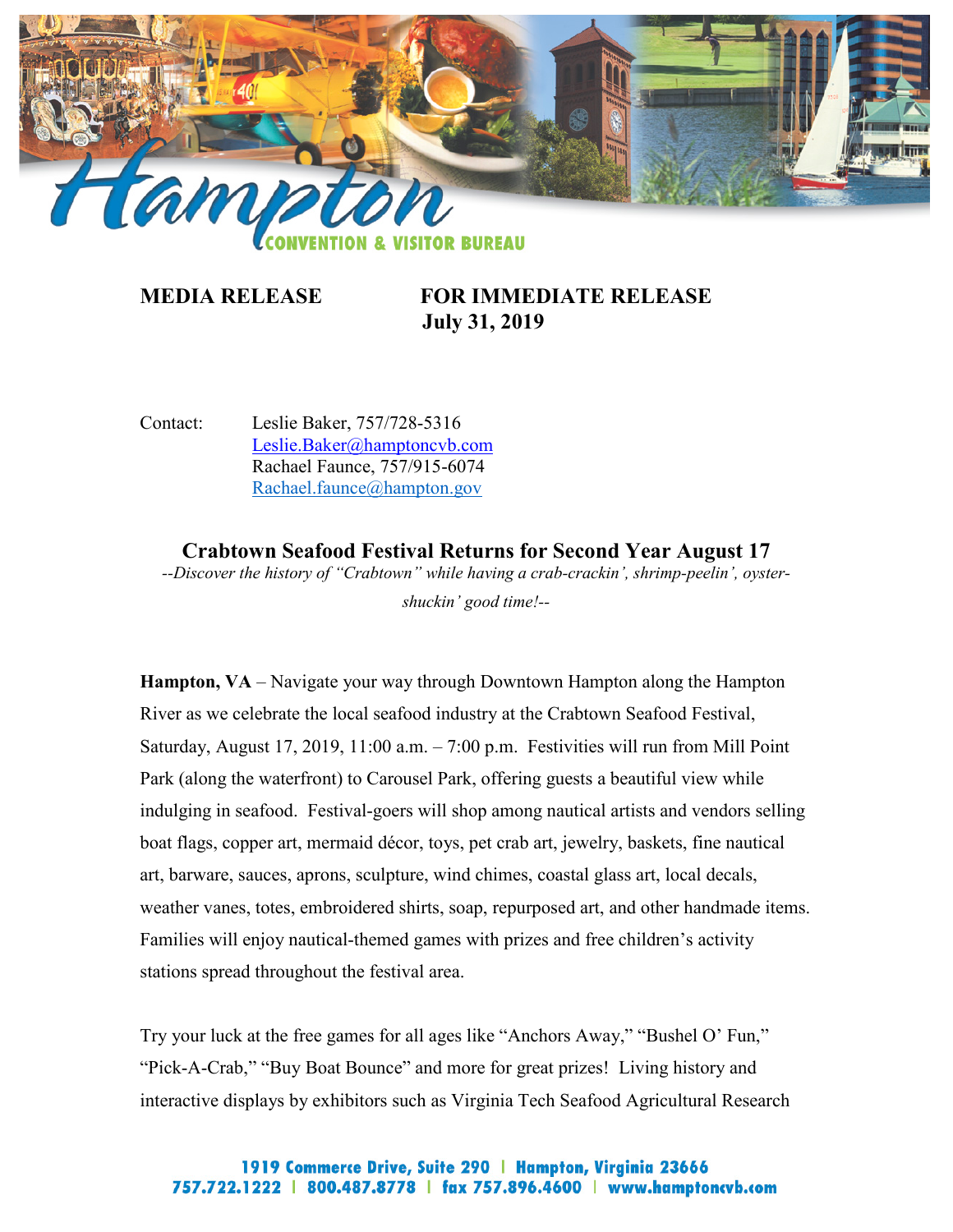Hampton

CONVENTION & VISITOR BUREAU

**MEDIA RELEASE** **FOR IMMEDIATE RELEASE**
**July 31, 2019**

Contact: Leslie Baker, 757/728-5316
Leslie.Baker@hamptoncvb.com
Rachael Faunce, 757/915-6074
Rachael.faunce@hampton.gov

## Crabtown Seafood Festival Returns for Second Year August 17

*--Discover the history of "Crabtown" while having a crab-crackin', shrimp-peelin', oyster-shuckin' good time!--*

**Hampton, VA** – Navigate your way through Downtown Hampton along the Hampton River as we celebrate the local seafood industry at the Crabtown Seafood Festival, Saturday, August 17, 2019, 11:00 a.m. – 7:00 p.m. Festivities will run from Mill Point Park (along the waterfront) to Carousel Park, offering guests a beautiful view while indulging in seafood. Festival-goers will shop among nautical artists and vendors selling boat flags, copper art, mermaid décor, toys, pet crab art, jewelry, baskets, fine nautical art, barware, sauces, aprons, sculpture, wind chimes, coastal glass art, local decals, weather vanes, totes, embroidered shirts, soap, repurposed art, and other handmade items. Families will enjoy nautical-themed games with prizes and free children's activity stations spread throughout the festival area.

Try your luck at the free games for all ages like "Anchors Away," "Bushel O' Fun," "Pick-A-Crab," "Buy Boat Bounce" and more for great prizes! Living history and interactive displays by exhibitors such as Virginia Tech Seafood Agricultural Research

1919 Commerce Drive, Suite 290 | Hampton, Virginia 23666
757.722.1222 | 800.487.8778 | fax 757.896.4600 | www.hamptoncvb.com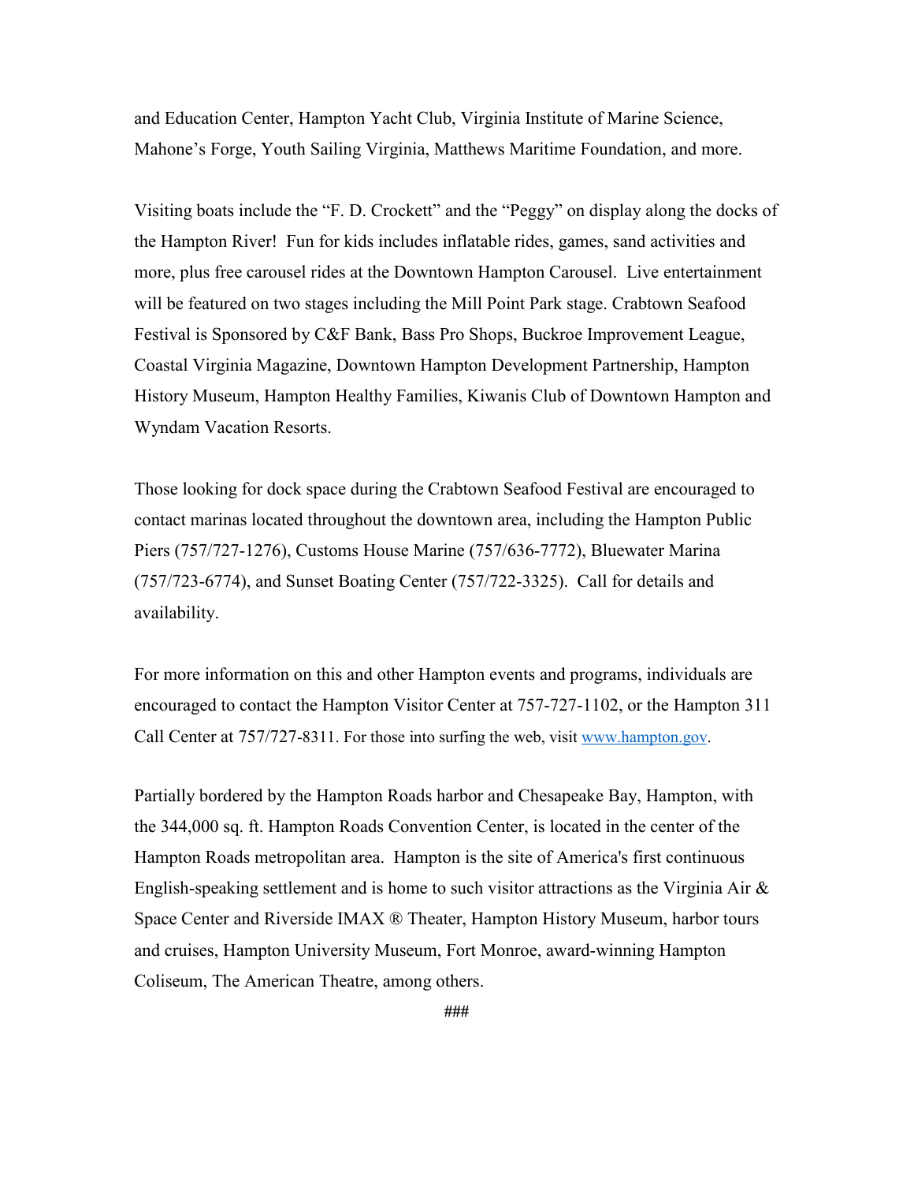and Education Center, Hampton Yacht Club, Virginia Institute of Marine Science, Mahone's Forge, Youth Sailing Virginia, Matthews Maritime Foundation, and more.

Visiting boats include the "F. D. Crockett" and the "Peggy" on display along the docks of the Hampton River! Fun for kids includes inflatable rides, games, sand activities and more, plus free carousel rides at the Downtown Hampton Carousel. Live entertainment will be featured on two stages including the Mill Point Park stage. Crabtown Seafood Festival is Sponsored by C&F Bank, Bass Pro Shops, Buckroe Improvement League, Coastal Virginia Magazine, Downtown Hampton Development Partnership, Hampton History Museum, Hampton Healthy Families, Kiwanis Club of Downtown Hampton and Wyndam Vacation Resorts.

Those looking for dock space during the Crabtown Seafood Festival are encouraged to contact marinas located throughout the downtown area, including the Hampton Public Piers (757/727-1276), Customs House Marine (757/636-7772), Bluewater Marina (757/723-6774), and Sunset Boating Center (757/722-3325). Call for details and availability.

For more information on this and other Hampton events and programs, individuals are encouraged to contact the Hampton Visitor Center at 757-727-1102, or the Hampton 311 Call Center at 757/727-8311. For those into surfing the web, visit [www.hampton.gov](http://www.hampton.gov).

Partially bordered by the Hampton Roads harbor and Chesapeake Bay, Hampton, with the 344,000 sq. ft. Hampton Roads Convention Center, is located in the center of the Hampton Roads metropolitan area. Hampton is the site of America's first continuous English-speaking settlement and is home to such visitor attractions as the Virginia Air & Space Center and Riverside IMAX ® Theater, Hampton History Museum, harbor tours and cruises, Hampton University Museum, Fort Monroe, award-winning Hampton Coliseum, The American Theatre, among others.

###